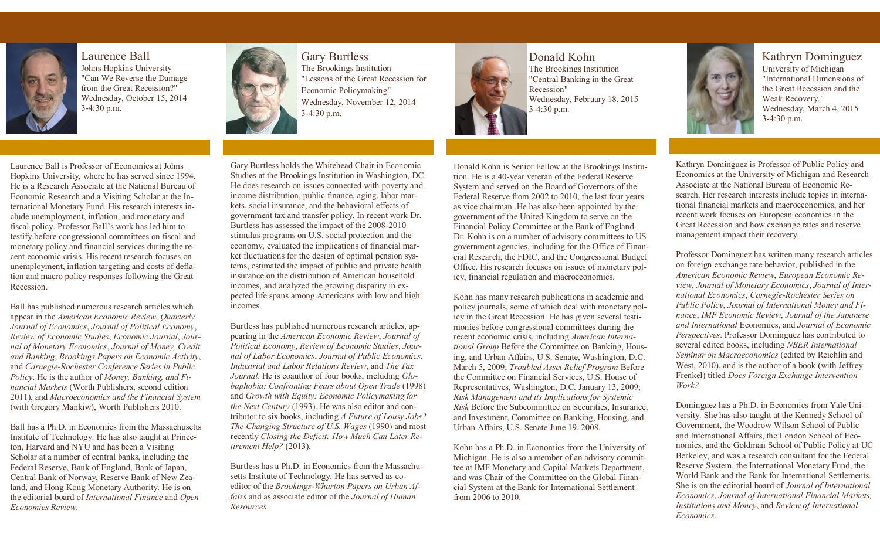## Laurence Ball

Johns Hopkins University
"Can We Reverse the Damage from the Great Recession?"
Wednesday, October 15, 2014
3-4:30 p.m.

Laurence Ball is Professor of Economics at Johns Hopkins University, where he has served since 1994. He is a Research Associate at the National Bureau of Economic Research and a Visiting Scholar at the International Monetary Fund. His research interests include unemployment, inflation, and monetary and fiscal policy. Professor Ball's work has led him to testify before congressional committees on fiscal and monetary policy and financial services during the recent economic crisis. His recent research focuses on unemployment, inflation targeting and costs of deflation and macro policy responses following the Great Recession.

Ball has published numerous research articles which appear in the *American Economic Review*, *Quarterly Journal of Economics*, *Journal of Political Economy*, *Review of Economic Studies*, *Economic Journal*, *Journal of Monetary Economics*, *Journal of Money, Credit and Banking*, *Brookings Papers on Economic Activity*, and *Carnegie-Rochester Conference Series in Public Policy*. He is the author of *Money, Banking, and Financial Markets* (Worth Publishers, second edition 2011), and *Macroeconomics and the Financial System* (with Gregory Mankiw), Worth Publishers 2010.

Ball has a Ph.D. in Economics from the Massachusetts Institute of Technology. He has also taught at Princeton, Harvard and NYU and has been a Visiting Scholar at a number of central banks, including the Federal Reserve, Bank of England, Bank of Japan, Central Bank of Norway, Reserve Bank of New Zealand, and Hong Kong Monetary Authority. He is on the editorial board of *International Finance* and *Open Economies Review*.

## Gary Burtless

The Brookings Institution
"Lessons of the Great Recession for Economic Policymaking"
Wednesday, November 12, 2014
3-4:30 p.m.

Gary Burtless holds the Whitehead Chair in Economic Studies at the Brookings Institution in Washington, DC. He does research on issues connected with poverty and income distribution, public finance, aging, labor markets, social insurance, and the behavioral effects of government tax and transfer policy. In recent work Dr. Burtless has assessed the impact of the 2008-2010 stimulus programs on U.S. social protection and the economy, evaluated the implications of financial market fluctuations for the design of optimal pension systems, estimated the impact of public and private health insurance on the distribution of American household incomes, and analyzed the growing disparity in expected life spans among Americans with low and high incomes.

Burtless has published numerous research articles, appearing in the *American Economic Review*, *Journal of Political Economy*, *Review of Economic Studies*, *Journal of Labor Economics*, *Journal of Public Economics*, *Industrial and Labor Relations Review*, and *The Tax Journal*. He is coauthor of four books, including *Globaphobia: Confronting Fears about Open Trade* (1998) and *Growth with Equity: Economic Policymaking for the Next Century* (1993). He was also editor and contributor to six books, including *A Future of Lousy Jobs? The Changing Structure of U.S. Wages* (1990) and most recently *Closing the Deficit: How Much Can Later Retirement Help?* (2013).

Burtless has a Ph.D. in Economics from the Massachusetts Institute of Technology. He has served as co-editor of the *Brookings-Wharton Papers on Urban Affairs* and as associate editor of the *Journal of Human Resources*.

## Donald Kohn

The Brookings Institution
"Central Banking in the Great Recession"
Wednesday, February 18, 2015
3-4:30 p.m.

Donald Kohn is Senior Fellow at the Brookings Institution. He is a 40-year veteran of the Federal Reserve System and served on the Board of Governors of the Federal Reserve from 2002 to 2010, the last four years as vice chairman. He has also been appointed by the government of the United Kingdom to serve on the Financial Policy Committee at the Bank of England. Dr. Kohn is on a number of advisory committees to US government agencies, including for the Office of Financial Research, the FDIC, and the Congressional Budget Office. His research focuses on issues of monetary policy, financial regulation and macroeconomics.

Kohn has many research publications in academic and policy journals, some of which deal with monetary policy in the Great Recession. He has given several testimonies before congressional committees during the recent economic crisis, including *American International Group* Before the Committee on Banking, Housing, and Urban Affairs, U.S. Senate, Washington, D.C. March 5, 2009; *Troubled Asset Relief Program* Before the Committee on Financial Services, U.S. House of Representatives, Washington, D.C. January 13, 2009; *Risk Management and its Implications for Systemic Risk* Before the Subcommittee on Securities, Insurance, and Investment, Committee on Banking, Housing, and Urban Affairs, U.S. Senate June 19, 2008.

Kohn has a Ph.D. in Economics from the University of Michigan. He is also a member of an advisory committee at IMF Monetary and Capital Markets Department, and was Chair of the Committee on the Global Financial System at the Bank for International Settlement from 2006 to 2010.

## Kathryn Dominguez

University of Michigan
"International Dimensions of the Great Recession and the Weak Recovery."
Wednesday, March 4, 2015
3-4:30 p.m.

Kathryn Dominguez is Professor of Public Policy and Economics at the University of Michigan and Research Associate at the National Bureau of Economic Research. Her research interests include topics in international financial markets and macroeconomics, and her recent work focuses on European economies in the Great Recession and how exchange rates and reserve management impact their recovery.

Professor Dominguez has written many research articles on foreign exchange rate behavior, published in the *American Economic Review*, *European Economic Review*, *Journal of Monetary Economics*, *Journal of International Economics*, *Carnegie-Rochester Series on Public Policy*, *Journal of International Money and Finance*, *IMF Economic Review*, *Journal of the Japanese and International* Economies, and *Journal of Economic Perspectives*. Professor Dominguez has contributed to several edited books, including *NBER International Seminar on Macroeconomics* (edited by Reichlin and West, 2010), and is the author of a book (with Jeffrey Frenkel) titled *Does Foreign Exchange Intervention Work?*

Dominguez has a Ph.D. in Economics from Yale University. She has also taught at the Kennedy School of Government, the Woodrow Wilson School of Public and International Affairs, the London School of Economics, and the Goldman School of Public Policy at UC Berkeley, and was a research consultant for the Federal Reserve System, the International Monetary Fund, the World Bank and the Bank for International Settlements. She is on the editorial board of *Journal of International Economics*, *Journal of International Financial Markets, Institutions and Money*, and *Review of International Economics*.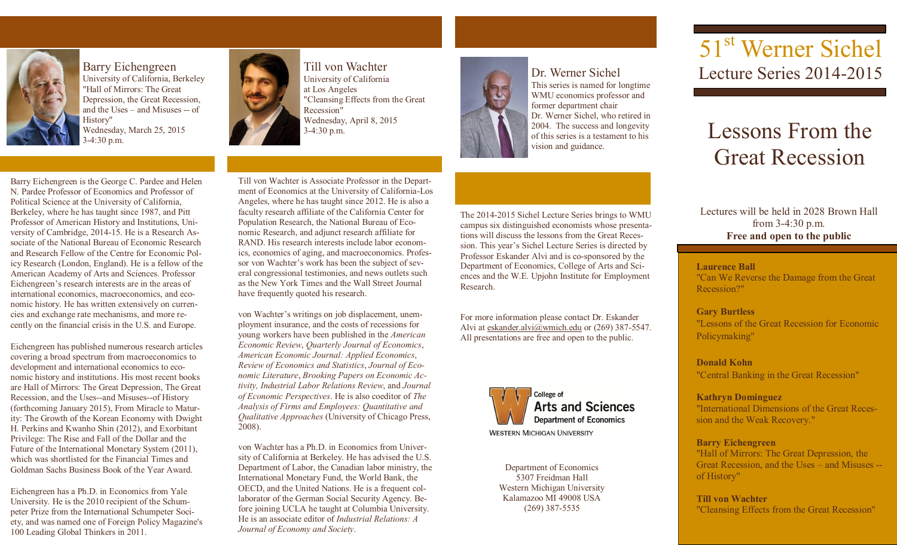## Barry Eichengreen

University of California, Berkeley

"Hall of Mirrors: The Great Depression, the Great Recession, and the Uses – and Misuses -- of History"

Wednesday, March 25, 2015

3-4:30 p.m.

Barry Eichengreen is the George C. Pardee and Helen N. Pardee Professor of Economics and Professor of Political Science at the University of California, Berkeley, where he has taught since 1987, and Pitt Professor of American History and Institutions, University of Cambridge, 2014-15. He is a Research Associate of the National Bureau of Economic Research and Research Fellow of the Centre for Economic Policy Research (London, England). He is a fellow of the American Academy of Arts and Sciences. Professor Eichengreen's research interests are in the areas of international economics, macroeconomics, and economic history. He has written extensively on currencies and exchange rate mechanisms, and more recently on the financial crisis in the U.S. and Europe.

Eichengreen has published numerous research articles covering a broad spectrum from macroeconomics to development and international economics to economic history and institutions. His most recent books are Hall of Mirrors: The Great Depression, The Great Recession, and the Uses--and Misuses--of History (forthcoming January 2015), From Miracle to Maturity: The Growth of the Korean Economy with Dwight H. Perkins and Kwanho Shin (2012), and Exorbitant Privilege: The Rise and Fall of the Dollar and the Future of the International Monetary System (2011), which was shortlisted for the Financial Times and Goldman Sachs Business Book of the Year Award.

Eichengreen has a Ph.D. in Economics from Yale University. He is the 2010 recipient of the Schumpeter Prize from the International Schumpeter Society, and was named one of Foreign Policy Magazine's 100 Leading Global Thinkers in 2011.

## Till von Wachter

University of California at Los Angeles

"Cleansing Effects from the Great Recession"

Wednesday, April 8, 2015

3-4:30 p.m.

Till von Wachter is Associate Professor in the Department of Economics at the University of California-Los Angeles, where he has taught since 2012. He is also a faculty research affiliate of the California Center for Population Research, the National Bureau of Economic Research, and adjunct research affiliate for RAND. His research interests include labor economics, economics of aging, and macroeconomics. Professor von Wachter's work has been the subject of several congressional testimonies, and news outlets such as the New York Times and the Wall Street Journal have frequently quoted his research.

von Wachter's writings on job displacement, unemployment insurance, and the costs of recessions for young workers have been published in the *American Economic Review*, *Quarterly Journal of Economics*, *American Economic Journal: Applied Economics*, *Review of Economics and Statistics*, *Journal of Economic Literature*, *Brooking Papers on Economic Activity, Industrial Labor Relations Review*, and *Journal of Economic Perspectives*. He is also coeditor of *The Analysis of Firms and Employees: Quantitative and Qualitative Approaches* (University of Chicago Press, 2008).

von Wachter has a Ph.D. in Economics from University of California at Berkeley. He has advised the U.S. Department of Labor, the Canadian labor ministry, the International Monetary Fund, the World Bank, the OECD, and the United Nations. He is a frequent collaborator of the German Social Security Agency. Before joining UCLA he taught at Columbia University. He is an associate editor of *Industrial Relations: A Journal of Economy and Society*.

## Dr. Werner Sichel

This series is named for longtime WMU economics professor and former department chair Dr. Werner Sichel, who retired in 2004. The success and longevity of this series is a testament to his vision and guidance.

The 2014-2015 Sichel Lecture Series brings to WMU campus six distinguished economists whose presentations will discuss the lessons from the Great Recession. This year's Sichel Lecture Series is directed by Professor Eskander Alvi and is co-sponsored by the Department of Economics, College of Arts and Sciences and the W.E. Upjohn Institute for Employment Research.

For more information please contact Dr. Eskander Alvi at eskander.alvi@wmich.edu or (269) 387-5547. All presentations are free and open to the public.

College of Arts and Sciences
Department of Economics
Western Michigan University

Department of Economics
5307 Freidman Hall
Western Michigan University
Kalamazoo MI 49008 USA
(269) 387-5535

# 51st Werner Sichel Lecture Series 2014-2015

# Lessons From the Great Recession

Lectures will be held in 2028 Brown Hall from 3-4:30 p.m.
**Free and open to the public**

**Laurence Ball**
"Can We Reverse the Damage from the Great Recession?"

**Gary Burtless**
"Lessons of the Great Recession for Economic Policymaking"

**Donald Kohn**
"Central Banking in the Great Recession"

**Kathryn Dominguez**
"International Dimensions of the Great Recession and the Weak Recovery."

**Barry Eichengreen**
"Hall of Mirrors: The Great Depression, the Great Recession, and the Uses – and Misuses -- of History"

**Till von Wachter**
"Cleansing Effects from the Great Recession"